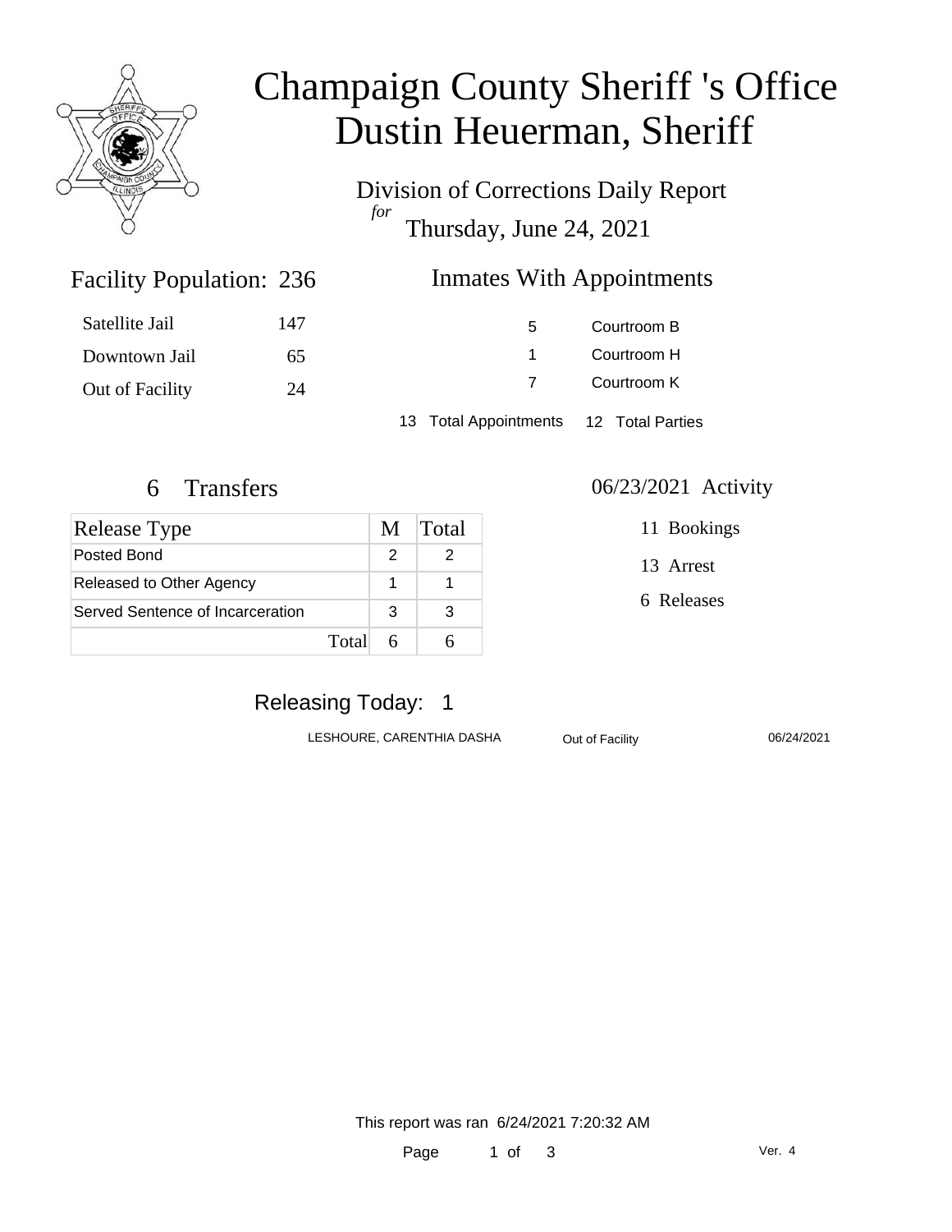# Champaign County Sheriff 's Office
# Dustin Heuerman, Sheriff

Division of Corrections Daily Report
*for*
Thursday, June 24, 2021

## Facility Population: 236

| | |
|---|---|
| Satellite Jail | 147 |
| Downtown Jail | 65 |
| Out of Facility | 24 |

## Inmates With Appointments

| | |
|---|---|
| 5 | Courtroom B |
| 1 | Courtroom H |
| 7 | Courtroom K |

13 Total Appointments 12 Total Parties

## 6 Transfers

| Release Type | M | Total |
|---|---|---|
| Posted Bond | 2 | 2 |
| Released to Other Agency | 1 | 1 |
| Served Sentence of Incarceration | 3 | 3 |
| Total | 6 | 6 |

## 06/23/2021 Activity

11 Bookings

13 Arrest

6 Releases

## Releasing Today: 1

| | | |
|---|---|---|
| LESHOURE, CARENTHIA DASHA | Out of Facility | 06/24/2021 |

This report was ran 6/24/2021 7:20:32 AM

Ver. 4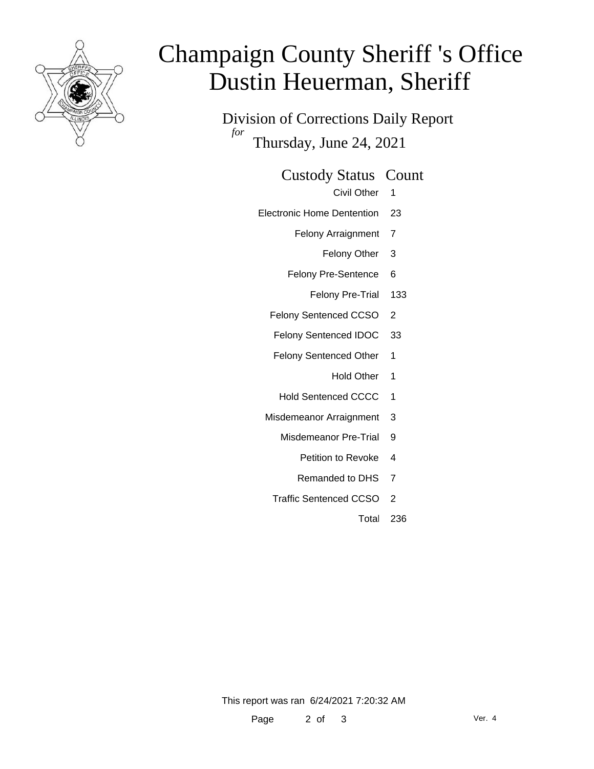# Champaign County Sheriff 's Office
# Dustin Heuerman, Sheriff

Division of Corrections Daily Report

*for* Thursday, June 24, 2021

| Custody Status | Count |
|---|---|
| Civil Other | 1 |
| Electronic Home Dentention | 23 |
| Felony Arraignment | 7 |
| Felony Other | 3 |
| Felony Pre-Sentence | 6 |
| Felony Pre-Trial | 133 |
| Felony Sentenced CCSO | 2 |
| Felony Sentenced IDOC | 33 |
| Felony Sentenced Other | 1 |
| Hold Other | 1 |
| Hold Sentenced CCCC | 1 |
| Misdemeanor Arraignment | 3 |
| Misdemeanor Pre-Trial | 9 |
| Petition to Revoke | 4 |
| Remanded to DHS | 7 |
| Traffic Sentenced CCSO | 2 |
| Total | 236 |

This report was ran 6/24/2021 7:20:32 AM

Ver. 4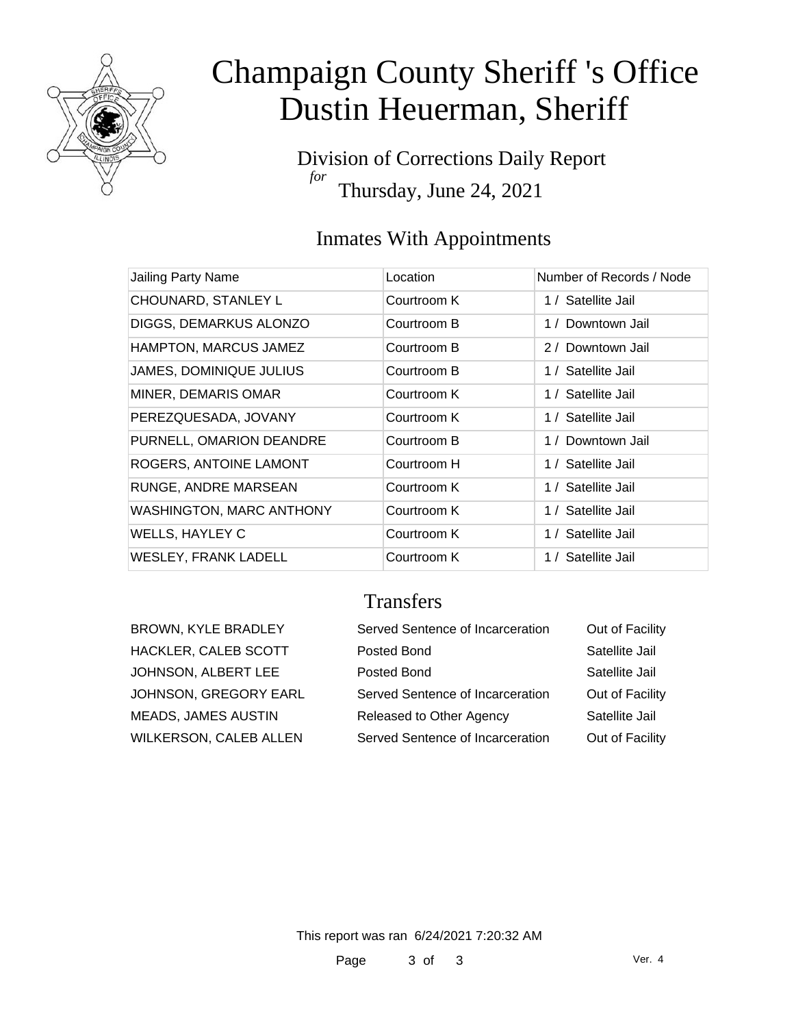# Champaign County Sheriff 's Office
# Dustin Heuerman, Sheriff

Division of Corrections Daily Report
*for*
Thursday, June 24, 2021

## Inmates With Appointments

| Jailing Party Name | Location | Number of Records / Node |
|---|---|---|
| CHOUNARD, STANLEY L | Courtroom K | 1 / Satellite Jail |
| DIGGS, DEMARKUS ALONZO | Courtroom B | 1 / Downtown Jail |
| HAMPTON, MARCUS JAMEZ | Courtroom B | 2 / Downtown Jail |
| JAMES, DOMINIQUE JULIUS | Courtroom B | 1 / Satellite Jail |
| MINER, DEMARIS OMAR | Courtroom K | 1 / Satellite Jail |
| PEREZQUESADA, JOVANY | Courtroom K | 1 / Satellite Jail |
| PURNELL, OMARION DEANDRE | Courtroom B | 1 / Downtown Jail |
| ROGERS, ANTOINE LAMONT | Courtroom H | 1 / Satellite Jail |
| RUNGE, ANDRE MARSEAN | Courtroom K | 1 / Satellite Jail |
| WASHINGTON, MARC ANTHONY | Courtroom K | 1 / Satellite Jail |
| WELLS, HAYLEY C | Courtroom K | 1 / Satellite Jail |
| WESLEY, FRANK LADELL | Courtroom K | 1 / Satellite Jail |

## Transfers

| | | |
|---|---|---|
| BROWN, KYLE BRADLEY | Served Sentence of Incarceration | Out of Facility |
| HACKLER, CALEB SCOTT | Posted Bond | Satellite Jail |
| JOHNSON, ALBERT LEE | Posted Bond | Satellite Jail |
| JOHNSON, GREGORY EARL | Served Sentence of Incarceration | Out of Facility |
| MEADS, JAMES AUSTIN | Released to Other Agency | Satellite Jail |
| WILKERSON, CALEB ALLEN | Served Sentence of Incarceration | Out of Facility |

This report was ran 6/24/2021 7:20:32 AM

Ver. 4